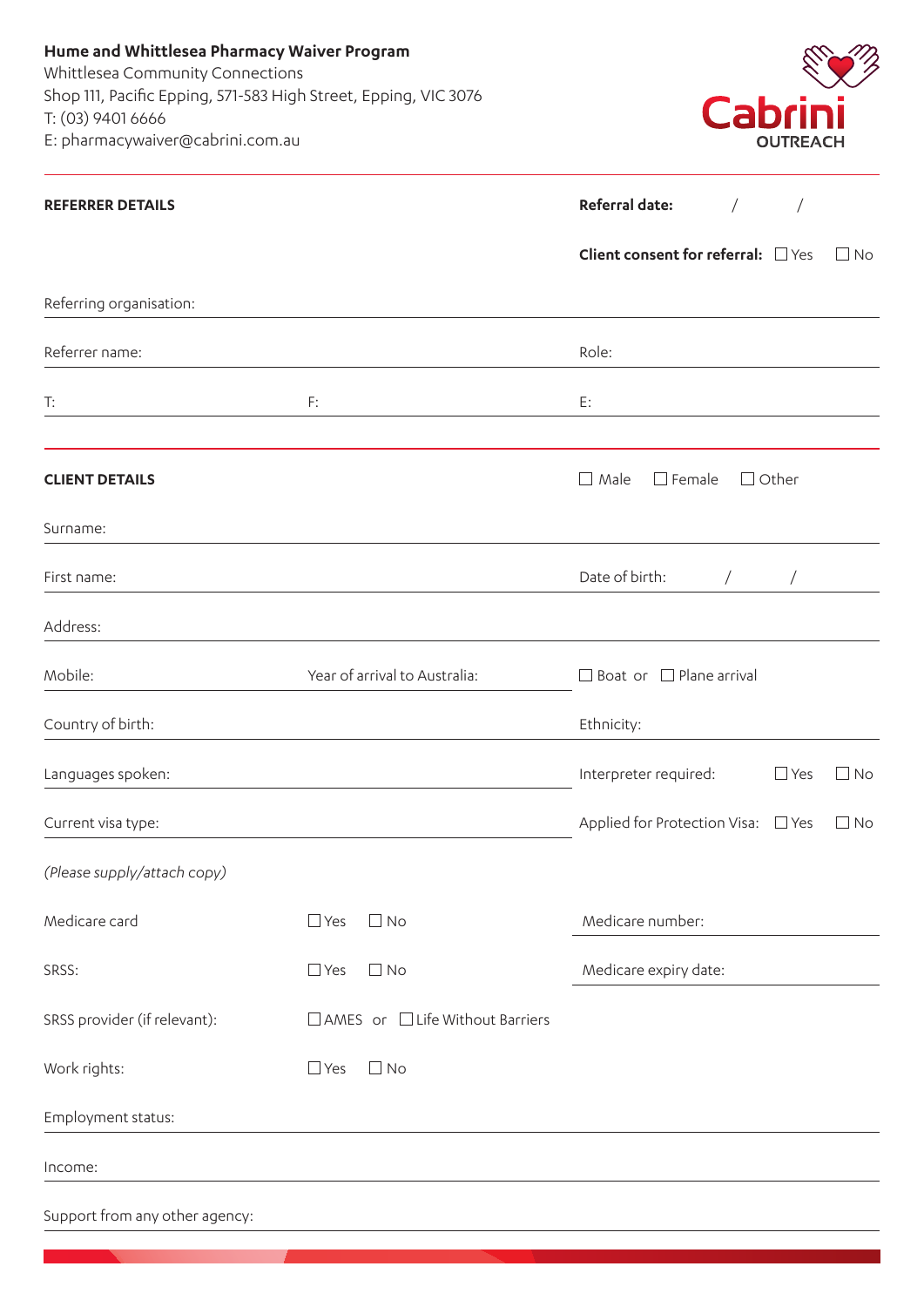**Hume and Whittlesea Pharmacy Waiver Program**
Whittlesea Community Connections
Shop 111, Pacific Epping, 571-583 High Street, Epping, VIC 3076
T: (03) 9401 6666
E: pharmacywaiver@cabrini.com.au

Cabrini OUTREACH

## REFERRER DETAILS

**Referral date:** / /

**Client consent for referral:** ☐ Yes ☐ No

Referring organisation:

Referrer name:

Role:

T:

F:

E:

## CLIENT DETAILS

☐ Male ☐ Female ☐ Other

Surname:

First name:

Date of birth: / /

Address:

Mobile:

Year of arrival to Australia:

☐ Boat or ☐ Plane arrival

Country of birth:

Ethnicity:

Languages spoken:

Interpreter required: ☐ Yes ☐ No

Current visa type:

Applied for Protection Visa: ☐ Yes ☐ No

*(Please supply/attach copy)*

Medicare card ☐ Yes ☐ No

Medicare number:

SRSS: ☐ Yes ☐ No

Medicare expiry date:

SRSS provider (if relevant): ☐ AMES or ☐ Life Without Barriers

Work rights: ☐ Yes ☐ No

Employment status:

Income:

Support from any other agency: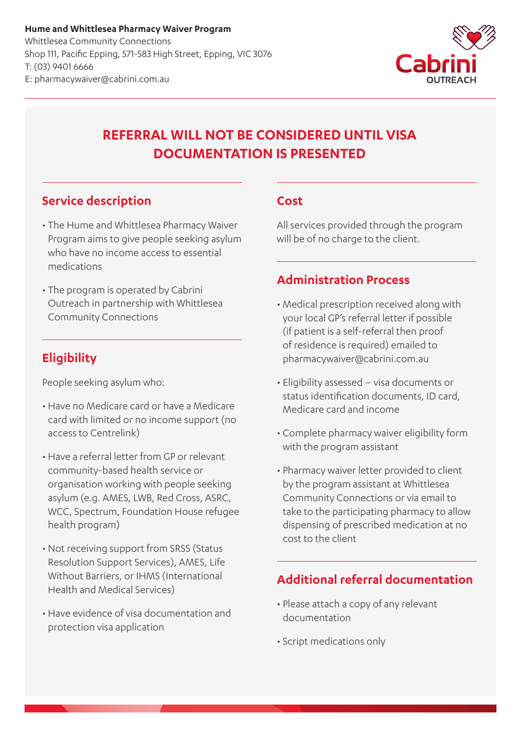**Hume and Whittlesea Pharmacy Waiver Program**
Whittlesea Community Connections
Shop 111, Pacific Epping, 571-583 High Street, Epping, VIC 3076
T: (03) 9401 6666
E: pharmacywaiver@cabrini.com.au

Cabrini OUTREACH

## REFERRAL WILL NOT BE CONSIDERED UNTIL VISA DOCUMENTATION IS PRESENTED

### Service description

- The Hume and Whittlesea Pharmacy Waiver Program aims to give people seeking asylum who have no income access to essential medications
- The program is operated by Cabrini Outreach in partnership with Whittlesea Community Connections

### Eligibility

People seeking asylum who:

- Have no Medicare card or have a Medicare card with limited or no income support (no access to Centrelink)
- Have a referral letter from GP or relevant community-based health service or organisation working with people seeking asylum (e.g. AMES, LWB, Red Cross, ASRC, WCC, Spectrum, Foundation House refugee health program)
- Not receiving support from SRSS (Status Resolution Support Services), AMES, Life Without Barriers, or IHMS (International Health and Medical Services)
- Have evidence of visa documentation and protection visa application

### Cost

All services provided through the program will be of no charge to the client.

### Administration Process

- Medical prescription received along with your local GP's referral letter if possible (if patient is a self-referral then proof of residence is required) emailed to pharmacywaiver@cabrini.com.au
- Eligibility assessed – visa documents or status identification documents, ID card, Medicare card and income
- Complete pharmacy waiver eligibility form with the program assistant
- Pharmacy waiver letter provided to client by the program assistant at Whittlesea Community Connections or via email to take to the participating pharmacy to allow dispensing of prescribed medication at no cost to the client

### Additional referral documentation

- Please attach a copy of any relevant documentation
- Script medications only